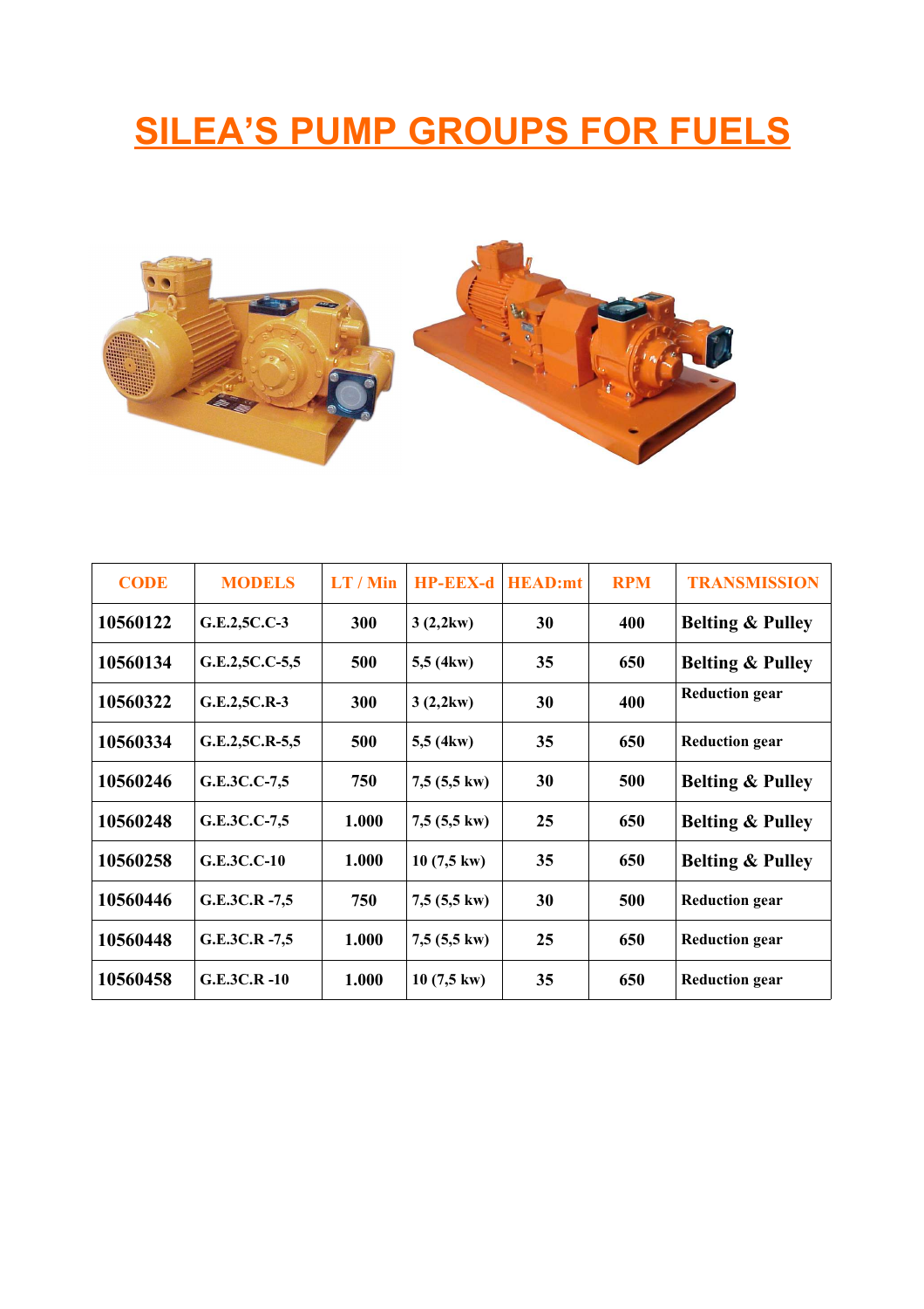# SILEA'S PUMP GROUPS FOR FUELS

| CODE | MODELS | LT / Min | HP-EEX-d | HEAD:mt | RPM | TRANSMISSION |
|---|---|---|---|---|---|---|
| 10560122 | G.E.2,5C.C-3 | 300 | 3 (2,2kw) | 30 | 400 | Belting & Pulley |
| 10560134 | G.E.2,5C.C-5,5 | 500 | 5,5 (4kw) | 35 | 650 | Belting & Pulley |
| 10560322 | G.E.2,5C.R-3 | 300 | 3 (2,2kw) | 30 | 400 | Reduction gear |
| 10560334 | G.E.2,5C.R-5,5 | 500 | 5,5 (4kw) | 35 | 650 | Reduction gear |
| 10560246 | G.E.3C.C-7,5 | 750 | 7,5 (5,5 kw) | 30 | 500 | Belting & Pulley |
| 10560248 | G.E.3C.C-7,5 | 1.000 | 7,5 (5,5 kw) | 25 | 650 | Belting & Pulley |
| 10560258 | G.E.3C.C-10 | 1.000 | 10 (7,5 kw) | 35 | 650 | Belting & Pulley |
| 10560446 | G.E.3C.R -7,5 | 750 | 7,5 (5,5 kw) | 30 | 500 | Reduction gear |
| 10560448 | G.E.3C.R -7,5 | 1.000 | 7,5 (5,5 kw) | 25 | 650 | Reduction gear |
| 10560458 | G.E.3C.R -10 | 1.000 | 10 (7,5 kw) | 35 | 650 | Reduction gear |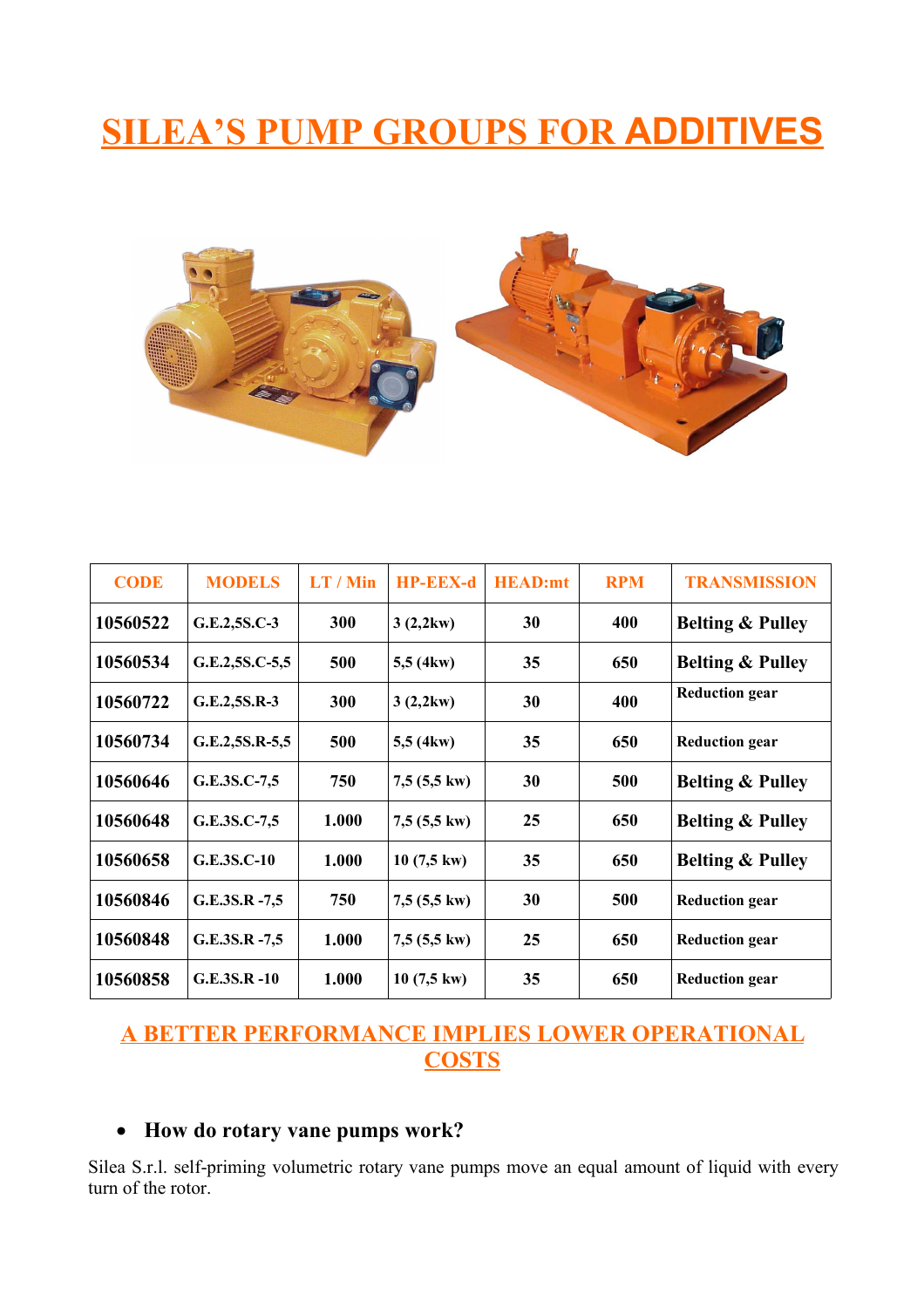# SILEA'S PUMP GROUPS FOR ADDITIVES

| CODE | MODELS | LT / Min | HP-EEX-d | HEAD:mt | RPM | TRANSMISSION |
|---|---|---|---|---|---|---|
| 10560522 | G.E.2,5S.C-3 | 300 | 3 (2,2kw) | 30 | 400 | Belting & Pulley |
| 10560534 | G.E.2,5S.C-5,5 | 500 | 5,5 (4kw) | 35 | 650 | Belting & Pulley |
| 10560722 | G.E.2,5S.R-3 | 300 | 3 (2,2kw) | 30 | 400 | Reduction gear |
| 10560734 | G.E.2,5S.R-5,5 | 500 | 5,5 (4kw) | 35 | 650 | Reduction gear |
| 10560646 | G.E.3S.C-7,5 | 750 | 7,5 (5,5 kw) | 30 | 500 | Belting & Pulley |
| 10560648 | G.E.3S.C-7,5 | 1.000 | 7,5 (5,5 kw) | 25 | 650 | Belting & Pulley |
| 10560658 | G.E.3S.C-10 | 1.000 | 10 (7,5 kw) | 35 | 650 | Belting & Pulley |
| 10560846 | G.E.3S.R -7,5 | 750 | 7,5 (5,5 kw) | 30 | 500 | Reduction gear |
| 10560848 | G.E.3S.R -7,5 | 1.000 | 7,5 (5,5 kw) | 25 | 650 | Reduction gear |
| 10560858 | G.E.3S.R -10 | 1.000 | 10 (7,5 kw) | 35 | 650 | Reduction gear |

## A BETTER PERFORMANCE IMPLIES LOWER OPERATIONAL COSTS

- **How do rotary vane pumps work?**

Silea S.r.l. self-priming volumetric rotary vane pumps move an equal amount of liquid with every turn of the rotor.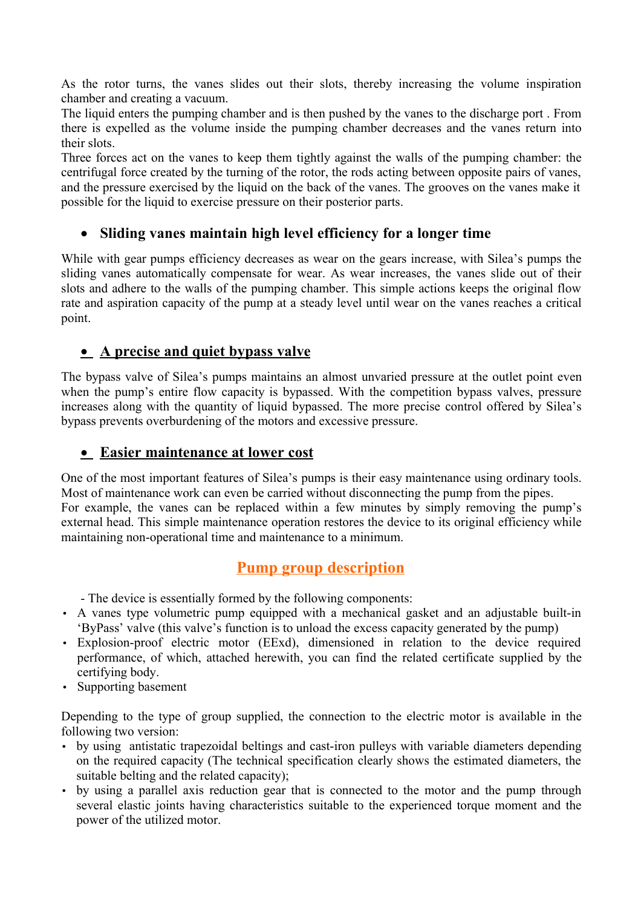As the rotor turns, the vanes slides out their slots, thereby increasing the volume inspiration chamber and creating a vacuum.

The liquid enters the pumping chamber and is then pushed by the vanes to the discharge port . From there is expelled as the volume inside the pumping chamber decreases and the vanes return into their slots.

Three forces act on the vanes to keep them tightly against the walls of the pumping chamber: the centrifugal force created by the turning of the rotor, the rods acting between opposite pairs of vanes, and the pressure exercised by the liquid on the back of the vanes. The grooves on the vanes make it possible for the liquid to exercise pressure on their posterior parts.

- **Sliding vanes maintain high level efficiency for a longer time**

While with gear pumps efficiency decreases as wear on the gears increase, with Silea's pumps the sliding vanes automatically compensate for wear. As wear increases, the vanes slide out of their slots and adhere to the walls of the pumping chamber. This simple actions keeps the original flow rate and aspiration capacity of the pump at a steady level until wear on the vanes reaches a critical point.

- **A precise and quiet bypass valve**

The bypass valve of Silea's pumps maintains an almost unvaried pressure at the outlet point even when the pump's entire flow capacity is bypassed. With the competition bypass valves, pressure increases along with the quantity of liquid bypassed. The more precise control offered by Silea's bypass prevents overburdening of the motors and excessive pressure.

- **Easier maintenance at lower cost**

One of the most important features of Silea's pumps is their easy maintenance using ordinary tools. Most of maintenance work can even be carried without disconnecting the pump from the pipes.

For example, the vanes can be replaced within a few minutes by simply removing the pump's external head. This simple maintenance operation restores the device to its original efficiency while maintaining non-operational time and maintenance to a minimum.

## Pump group description

- The device is essentially formed by the following components:

- A vanes type volumetric pump equipped with a mechanical gasket and an adjustable built-in 'ByPass' valve (this valve's function is to unload the excess capacity generated by the pump)
- Explosion-proof electric motor (EExd), dimensioned in relation to the device required performance, of which, attached herewith, you can find the related certificate supplied by the certifying body.
- Supporting basement

Depending to the type of group supplied, the connection to the electric motor is available in the following two version:

- by using antistatic trapezoidal beltings and cast-iron pulleys with variable diameters depending on the required capacity (The technical specification clearly shows the estimated diameters, the suitable belting and the related capacity);
- by using a parallel axis reduction gear that is connected to the motor and the pump through several elastic joints having characteristics suitable to the experienced torque moment and the power of the utilized motor.